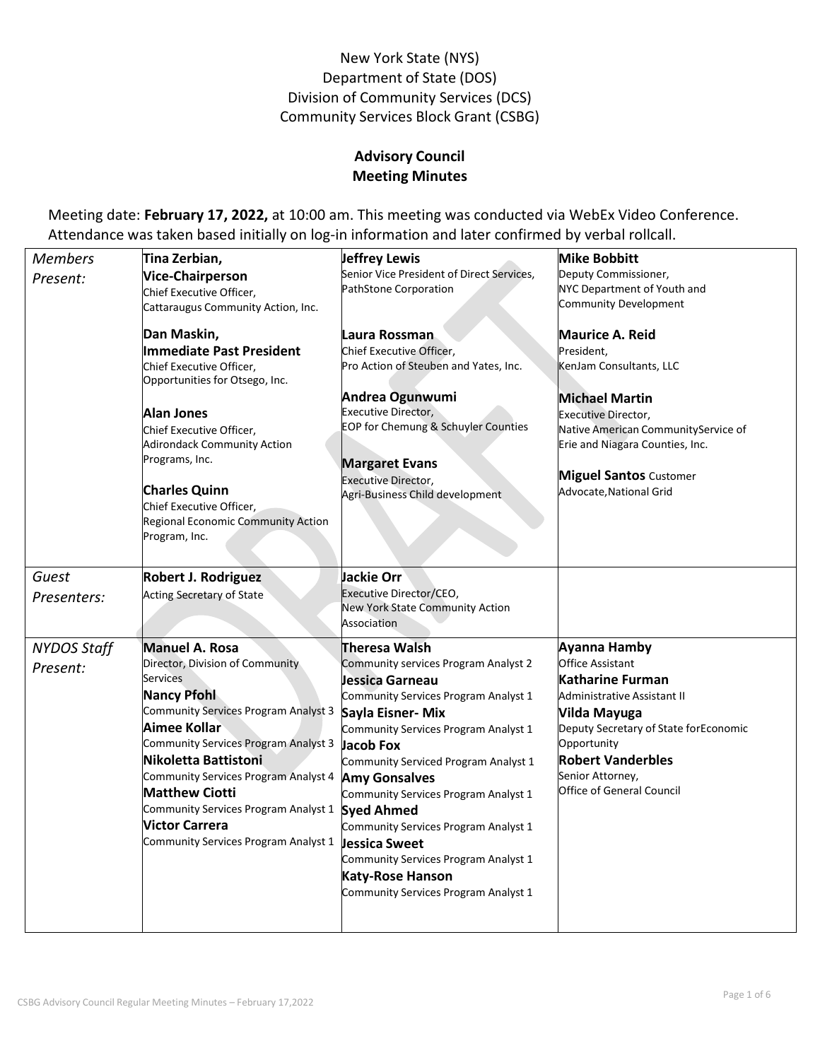New York State (NYS)
Department of State (DOS)
Division of Community Services (DCS)
Community Services Block Grant (CSBG)

## Advisory Council
## Meeting Minutes

Meeting date: **February 17, 2022,** at 10:00 am. This meeting was conducted via WebEx Video Conference. Attendance was taken based initially on log-in information and later confirmed by verbal rollcall.

| | | | |
|---|---|---|---|
| *Members Present:* | **Tina Zerbian, Vice-Chairperson**<br>Chief Executive Officer, Cattaraugus Community Action, Inc.<br><br>**Dan Maskin, Immediate Past President**<br>Chief Executive Officer, Opportunities for Otsego, Inc.<br><br>**Alan Jones**<br>Chief Executive Officer, Adirondack Community Action Programs, Inc.<br><br>**Charles Quinn**<br>Chief Executive Officer, Regional Economic Community Action Program, Inc. | **Jeffrey Lewis**<br>Senior Vice President of Direct Services, PathStone Corporation<br><br>**Laura Rossman**<br>Chief Executive Officer, Pro Action of Steuben and Yates, Inc.<br><br>**Andrea Ogunwumi**<br>Executive Director, EOP for Chemung & Schuyler Counties<br><br>**Margaret Evans**<br>Executive Director, Agri-Business Child development | **Mike Bobbitt**<br>Deputy Commissioner, NYC Department of Youth and Community Development<br><br>**Maurice A. Reid**<br>President, KenJam Consultants, LLC<br><br>**Michael Martin**<br>Executive Director, Native American CommunityService of Erie and Niagara Counties, Inc.<br><br>**Miguel Santos** Customer Advocate,National Grid |
| *Guest Presenters:* | **Robert J. Rodriguez**<br>Acting Secretary of State | **Jackie Orr**<br>Executive Director/CEO, New York State Community Action Association | |
| *NYDOS Staff Present:* | **Manuel A. Rosa**<br>Director, Division of Community Services<br>**Nancy Pfohl**<br>Community Services Program Analyst 3<br>**Aimee Kollar**<br>Community Services Program Analyst 3<br>**Nikoletta Battistoni**<br>Community Services Program Analyst 4<br>**Matthew Ciotti**<br>Community Services Program Analyst 1<br>**Victor Carrera**<br>Community Services Program Analyst 1 | **Theresa Walsh**<br>Community services Program Analyst 2<br>**Jessica Garneau**<br>Community Services Program Analyst 1<br>**Sayla Eisner- Mix**<br>Community Services Program Analyst 1<br>**Jacob Fox**<br>Community Serviced Program Analyst 1<br>**Amy Gonsalves**<br>Community Services Program Analyst 1<br>**Syed Ahmed**<br>Community Services Program Analyst 1<br>**Jessica Sweet**<br>Community Services Program Analyst 1<br>**Katy-Rose Hanson**<br>Community Services Program Analyst 1 | **Ayanna Hamby**<br>Office Assistant<br>**Katharine Furman**<br>Administrative Assistant II<br>**Vilda Mayuga**<br>Deputy Secretary of State forEconomic Opportunity<br>**Robert Vanderbles**<br>Senior Attorney, Office of General Council |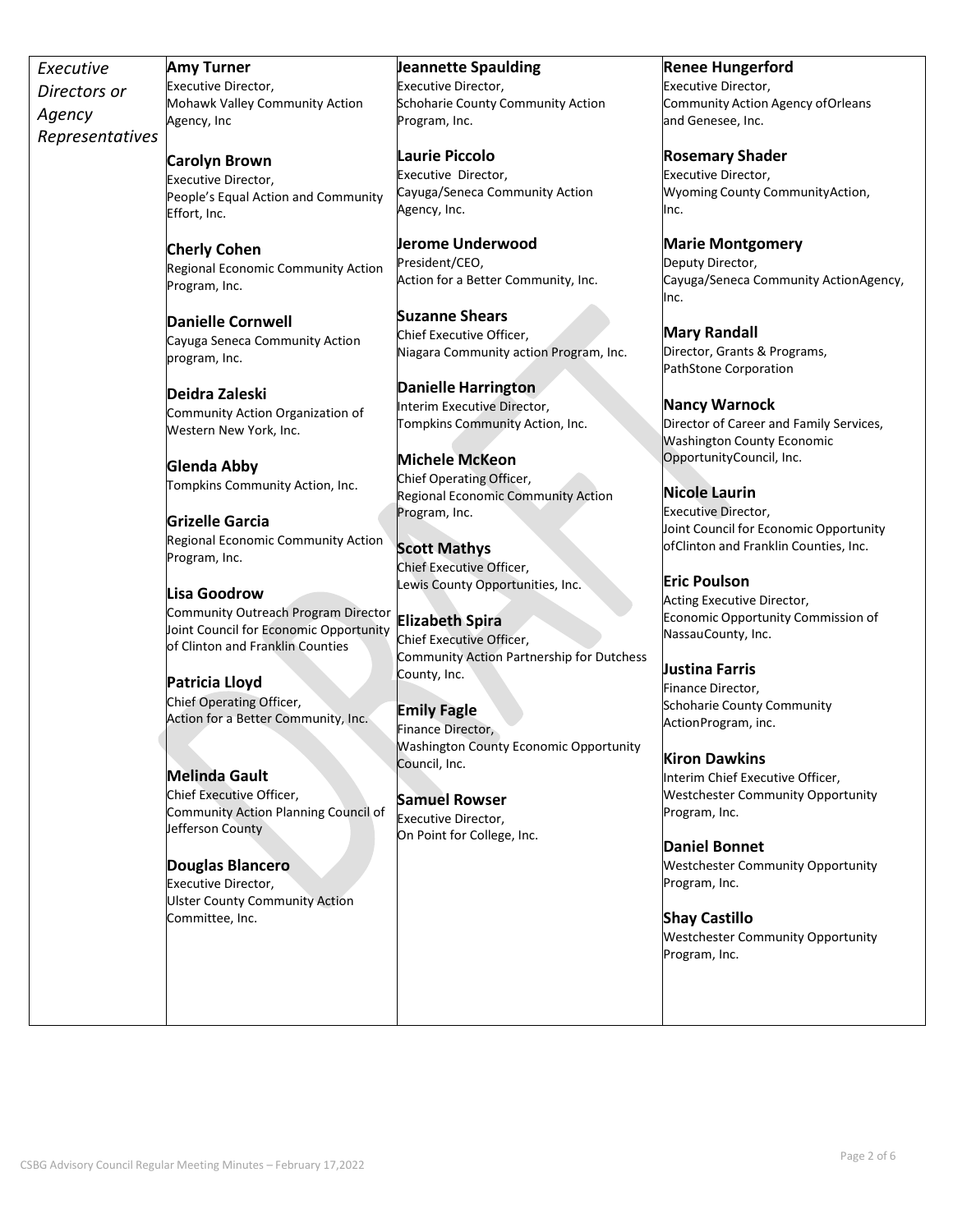| *Executive Directors or Agency Representatives* | **Amy Turner**<br>Executive Director,<br>Mohawk Valley Community Action Agency, Inc<br><br>**Carolyn Brown**<br>Executive Director,<br>People's Equal Action and Community Effort, Inc.<br><br>**Cherly Cohen**<br>Regional Economic Community Action Program, Inc.<br><br>**Danielle Cornwell**<br>Cayuga Seneca Community Action program, Inc.<br><br>**Deidra Zaleski**<br>Community Action Organization of Western New York, Inc.<br><br>**Glenda Abby**<br>Tompkins Community Action, Inc.<br><br>**Grizelle Garcia**<br>Regional Economic Community Action Program, Inc.<br><br>**Lisa Goodrow**<br>Community Outreach Program Director Joint Council for Economic Opportunity of Clinton and Franklin Counties<br><br>**Patricia Lloyd**<br>Chief Operating Officer,<br>Action for a Better Community, Inc.<br><br>**Melinda Gault**<br>Chief Executive Officer,<br>Community Action Planning Council of Jefferson County<br><br>**Douglas Blancero**<br>Executive Director,<br>Ulster County Community Action Committee, Inc. | **Jeannette Spaulding**<br>Executive Director,<br>Schoharie County Community Action Program, Inc.<br><br>**Laurie Piccolo**<br>Executive Director,<br>Cayuga/Seneca Community Action Agency, Inc.<br><br>**Jerome Underwood**<br>President/CEO,<br>Action for a Better Community, Inc.<br><br>**Suzanne Shears**<br>Chief Executive Officer,<br>Niagara Community action Program, Inc.<br><br>**Danielle Harrington**<br>Interim Executive Director,<br>Tompkins Community Action, Inc.<br><br>**Michele McKeon**<br>Chief Operating Officer,<br>Regional Economic Community Action Program, Inc.<br><br>**Scott Mathys**<br>Chief Executive Officer,<br>Lewis County Opportunities, Inc.<br><br>**Elizabeth Spira**<br>Chief Executive Officer,<br>Community Action Partnership for Dutchess County, Inc.<br><br>**Emily Fagle**<br>Finance Director,<br>Washington County Economic Opportunity Council, Inc.<br><br>**Samuel Rowser**<br>Executive Director,<br>On Point for College, Inc. | **Renee Hungerford**<br>Executive Director,<br>Community Action Agency ofOrleans and Genesee, Inc.<br><br>**Rosemary Shader**<br>Executive Director,<br>Wyoming County CommunityAction, Inc.<br><br>**Marie Montgomery**<br>Deputy Director,<br>Cayuga/Seneca Community ActionAgency, Inc.<br><br>**Mary Randall**<br>Director, Grants & Programs,<br>PathStone Corporation<br><br>**Nancy Warnock**<br>Director of Career and Family Services,<br>Washington County Economic OpportunityCouncil, Inc.<br><br>**Nicole Laurin**<br>Executive Director,<br>Joint Council for Economic Opportunity ofClinton and Franklin Counties, Inc.<br><br>**Eric Poulson**<br>Acting Executive Director,<br>Economic Opportunity Commission of NassauCounty, Inc.<br><br>**Justina Farris**<br>Finance Director,<br>Schoharie County Community ActionProgram, inc.<br><br>**Kiron Dawkins**<br>Interim Chief Executive Officer,<br>Westchester Community Opportunity Program, Inc.<br><br>**Daniel Bonnet**<br>Westchester Community Opportunity Program, Inc.<br><br>**Shay Castillo**<br>Westchester Community Opportunity Program, Inc. |
|---|---|---|---|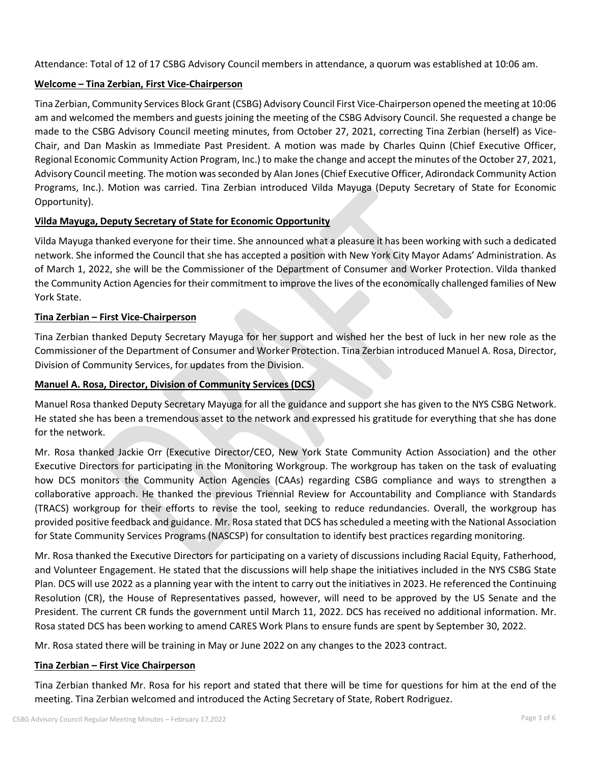Attendance: Total of 12 of 17 CSBG Advisory Council members in attendance, a quorum was established at 10:06 am.

**Welcome – Tina Zerbian, First Vice-Chairperson**

Tina Zerbian, Community Services Block Grant (CSBG) Advisory Council First Vice-Chairperson opened the meeting at 10:06 am and welcomed the members and guests joining the meeting of the CSBG Advisory Council. She requested a change be made to the CSBG Advisory Council meeting minutes, from October 27, 2021, correcting Tina Zerbian (herself) as Vice-Chair, and Dan Maskin as Immediate Past President. A motion was made by Charles Quinn (Chief Executive Officer, Regional Economic Community Action Program, Inc.) to make the change and accept the minutes of the October 27, 2021, Advisory Council meeting. The motion was seconded by Alan Jones (Chief Executive Officer, Adirondack Community Action Programs, Inc.). Motion was carried. Tina Zerbian introduced Vilda Mayuga (Deputy Secretary of State for Economic Opportunity).

**Vilda Mayuga, Deputy Secretary of State for Economic Opportunity**

Vilda Mayuga thanked everyone for their time. She announced what a pleasure it has been working with such a dedicated network. She informed the Council that she has accepted a position with New York City Mayor Adams' Administration. As of March 1, 2022, she will be the Commissioner of the Department of Consumer and Worker Protection. Vilda thanked the Community Action Agencies for their commitment to improve the lives of the economically challenged families of New York State.

**Tina Zerbian – First Vice-Chairperson**

Tina Zerbian thanked Deputy Secretary Mayuga for her support and wished her the best of luck in her new role as the Commissioner of the Department of Consumer and Worker Protection. Tina Zerbian introduced Manuel A. Rosa, Director, Division of Community Services, for updates from the Division.

**Manuel A. Rosa, Director, Division of Community Services (DCS)**

Manuel Rosa thanked Deputy Secretary Mayuga for all the guidance and support she has given to the NYS CSBG Network. He stated she has been a tremendous asset to the network and expressed his gratitude for everything that she has done for the network.

Mr. Rosa thanked Jackie Orr (Executive Director/CEO, New York State Community Action Association) and the other Executive Directors for participating in the Monitoring Workgroup. The workgroup has taken on the task of evaluating how DCS monitors the Community Action Agencies (CAAs) regarding CSBG compliance and ways to strengthen a collaborative approach. He thanked the previous Triennial Review for Accountability and Compliance with Standards (TRACS) workgroup for their efforts to revise the tool, seeking to reduce redundancies. Overall, the workgroup has provided positive feedback and guidance. Mr. Rosa stated that DCS has scheduled a meeting with the National Association for State Community Services Programs (NASCSP) for consultation to identify best practices regarding monitoring.

Mr. Rosa thanked the Executive Directors for participating on a variety of discussions including Racial Equity, Fatherhood, and Volunteer Engagement. He stated that the discussions will help shape the initiatives included in the NYS CSBG State Plan. DCS will use 2022 as a planning year with the intent to carry out the initiatives in 2023. He referenced the Continuing Resolution (CR), the House of Representatives passed, however, will need to be approved by the US Senate and the President. The current CR funds the government until March 11, 2022. DCS has received no additional information. Mr. Rosa stated DCS has been working to amend CARES Work Plans to ensure funds are spent by September 30, 2022.

Mr. Rosa stated there will be training in May or June 2022 on any changes to the 2023 contract.

**Tina Zerbian – First Vice Chairperson**

Tina Zerbian thanked Mr. Rosa for his report and stated that there will be time for questions for him at the end of the meeting. Tina Zerbian welcomed and introduced the Acting Secretary of State, Robert Rodriguez.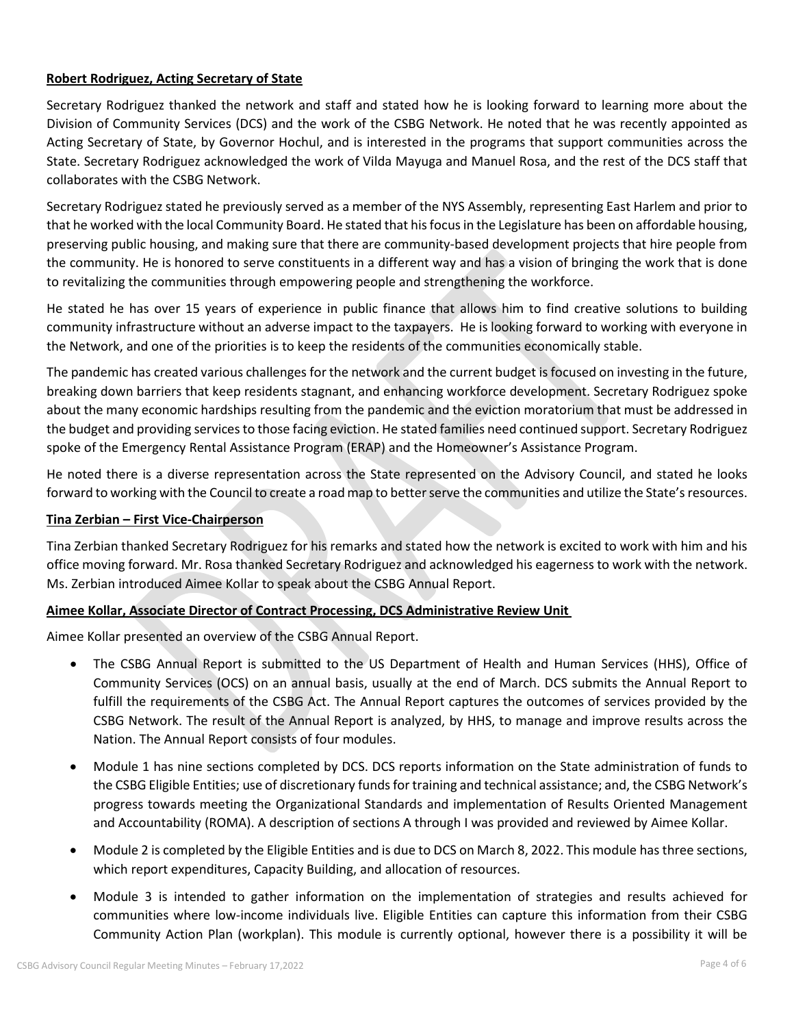**Robert Rodriguez, Acting Secretary of State**

Secretary Rodriguez thanked the network and staff and stated how he is looking forward to learning more about the Division of Community Services (DCS) and the work of the CSBG Network. He noted that he was recently appointed as Acting Secretary of State, by Governor Hochul, and is interested in the programs that support communities across the State. Secretary Rodriguez acknowledged the work of Vilda Mayuga and Manuel Rosa, and the rest of the DCS staff that collaborates with the CSBG Network.

Secretary Rodriguez stated he previously served as a member of the NYS Assembly, representing East Harlem and prior to that he worked with the local Community Board. He stated that his focus in the Legislature has been on affordable housing, preserving public housing, and making sure that there are community-based development projects that hire people from the community. He is honored to serve constituents in a different way and has a vision of bringing the work that is done to revitalizing the communities through empowering people and strengthening the workforce.

He stated he has over 15 years of experience in public finance that allows him to find creative solutions to building community infrastructure without an adverse impact to the taxpayers. He is looking forward to working with everyone in the Network, and one of the priorities is to keep the residents of the communities economically stable.

The pandemic has created various challenges for the network and the current budget is focused on investing in the future, breaking down barriers that keep residents stagnant, and enhancing workforce development. Secretary Rodriguez spoke about the many economic hardships resulting from the pandemic and the eviction moratorium that must be addressed in the budget and providing services to those facing eviction. He stated families need continued support. Secretary Rodriguez spoke of the Emergency Rental Assistance Program (ERAP) and the Homeowner's Assistance Program.

He noted there is a diverse representation across the State represented on the Advisory Council, and stated he looks forward to working with the Council to create a road map to better serve the communities and utilize the State's resources.

**Tina Zerbian – First Vice-Chairperson**

Tina Zerbian thanked Secretary Rodriguez for his remarks and stated how the network is excited to work with him and his office moving forward. Mr. Rosa thanked Secretary Rodriguez and acknowledged his eagerness to work with the network. Ms. Zerbian introduced Aimee Kollar to speak about the CSBG Annual Report.

**Aimee Kollar, Associate Director of Contract Processing, DCS Administrative Review Unit**

Aimee Kollar presented an overview of the CSBG Annual Report.

- The CSBG Annual Report is submitted to the US Department of Health and Human Services (HHS), Office of Community Services (OCS) on an annual basis, usually at the end of March. DCS submits the Annual Report to fulfill the requirements of the CSBG Act. The Annual Report captures the outcomes of services provided by the CSBG Network. The result of the Annual Report is analyzed, by HHS, to manage and improve results across the Nation. The Annual Report consists of four modules.
- Module 1 has nine sections completed by DCS. DCS reports information on the State administration of funds to the CSBG Eligible Entities; use of discretionary funds for training and technical assistance; and, the CSBG Network's progress towards meeting the Organizational Standards and implementation of Results Oriented Management and Accountability (ROMA). A description of sections A through I was provided and reviewed by Aimee Kollar.
- Module 2 is completed by the Eligible Entities and is due to DCS on March 8, 2022. This module has three sections, which report expenditures, Capacity Building, and allocation of resources.
- Module 3 is intended to gather information on the implementation of strategies and results achieved for communities where low-income individuals live. Eligible Entities can capture this information from their CSBG Community Action Plan (workplan). This module is currently optional, however there is a possibility it will be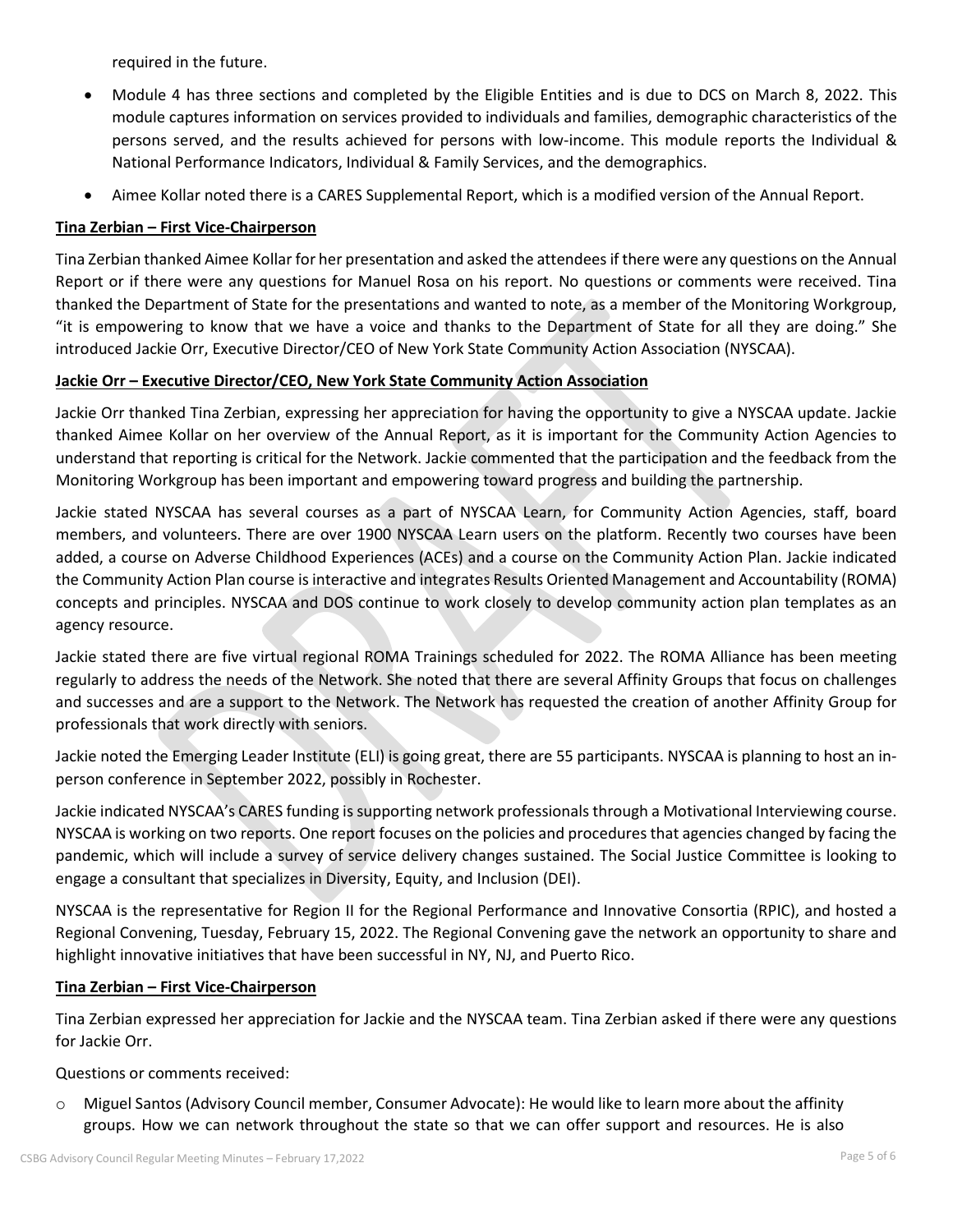required in the future.

- Module 4 has three sections and completed by the Eligible Entities and is due to DCS on March 8, 2022. This module captures information on services provided to individuals and families, demographic characteristics of the persons served, and the results achieved for persons with low-income. This module reports the Individual & National Performance Indicators, Individual & Family Services, and the demographics.
- Aimee Kollar noted there is a CARES Supplemental Report, which is a modified version of the Annual Report.

**Tina Zerbian – First Vice-Chairperson**

Tina Zerbian thanked Aimee Kollar for her presentation and asked the attendees if there were any questions on the Annual Report or if there were any questions for Manuel Rosa on his report. No questions or comments were received. Tina thanked the Department of State for the presentations and wanted to note, as a member of the Monitoring Workgroup, "it is empowering to know that we have a voice and thanks to the Department of State for all they are doing." She introduced Jackie Orr, Executive Director/CEO of New York State Community Action Association (NYSCAA).

**Jackie Orr – Executive Director/CEO, New York State Community Action Association**

Jackie Orr thanked Tina Zerbian, expressing her appreciation for having the opportunity to give a NYSCAA update. Jackie thanked Aimee Kollar on her overview of the Annual Report, as it is important for the Community Action Agencies to understand that reporting is critical for the Network. Jackie commented that the participation and the feedback from the Monitoring Workgroup has been important and empowering toward progress and building the partnership.

Jackie stated NYSCAA has several courses as a part of NYSCAA Learn, for Community Action Agencies, staff, board members, and volunteers. There are over 1900 NYSCAA Learn users on the platform. Recently two courses have been added, a course on Adverse Childhood Experiences (ACEs) and a course on the Community Action Plan. Jackie indicated the Community Action Plan course is interactive and integrates Results Oriented Management and Accountability (ROMA) concepts and principles. NYSCAA and DOS continue to work closely to develop community action plan templates as an agency resource.

Jackie stated there are five virtual regional ROMA Trainings scheduled for 2022. The ROMA Alliance has been meeting regularly to address the needs of the Network. She noted that there are several Affinity Groups that focus on challenges and successes and are a support to the Network. The Network has requested the creation of another Affinity Group for professionals that work directly with seniors.

Jackie noted the Emerging Leader Institute (ELI) is going great, there are 55 participants. NYSCAA is planning to host an in-person conference in September 2022, possibly in Rochester.

Jackie indicated NYSCAA's CARES funding is supporting network professionals through a Motivational Interviewing course. NYSCAA is working on two reports. One report focuses on the policies and procedures that agencies changed by facing the pandemic, which will include a survey of service delivery changes sustained. The Social Justice Committee is looking to engage a consultant that specializes in Diversity, Equity, and Inclusion (DEI).

NYSCAA is the representative for Region II for the Regional Performance and Innovative Consortia (RPIC), and hosted a Regional Convening, Tuesday, February 15, 2022. The Regional Convening gave the network an opportunity to share and highlight innovative initiatives that have been successful in NY, NJ, and Puerto Rico.

**Tina Zerbian – First Vice-Chairperson**

Tina Zerbian expressed her appreciation for Jackie and the NYSCAA team. Tina Zerbian asked if there were any questions for Jackie Orr.

Questions or comments received:

- Miguel Santos (Advisory Council member, Consumer Advocate): He would like to learn more about the affinity groups. How we can network throughout the state so that we can offer support and resources. He is also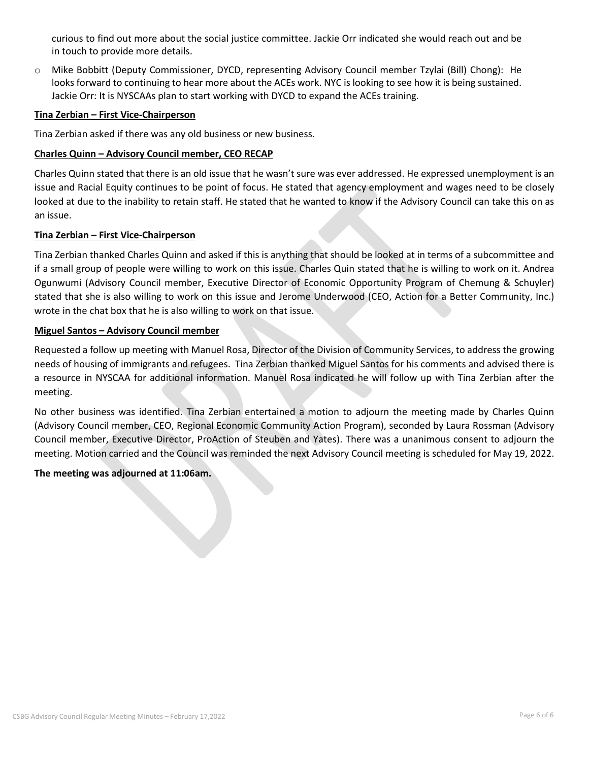curious to find out more about the social justice committee. Jackie Orr indicated she would reach out and be in touch to provide more details.

- Mike Bobbitt (Deputy Commissioner, DYCD, representing Advisory Council member Tzylai (Bill) Chong): He looks forward to continuing to hear more about the ACEs work. NYC is looking to see how it is being sustained. Jackie Orr: It is NYSCAAs plan to start working with DYCD to expand the ACEs training.

**Tina Zerbian – First Vice-Chairperson**

Tina Zerbian asked if there was any old business or new business.

**Charles Quinn – Advisory Council member, CEO RECAP**

Charles Quinn stated that there is an old issue that he wasn't sure was ever addressed. He expressed unemployment is an issue and Racial Equity continues to be point of focus. He stated that agency employment and wages need to be closely looked at due to the inability to retain staff. He stated that he wanted to know if the Advisory Council can take this on as an issue.

**Tina Zerbian – First Vice-Chairperson**

Tina Zerbian thanked Charles Quinn and asked if this is anything that should be looked at in terms of a subcommittee and if a small group of people were willing to work on this issue. Charles Quin stated that he is willing to work on it. Andrea Ogunwumi (Advisory Council member, Executive Director of Economic Opportunity Program of Chemung & Schuyler) stated that she is also willing to work on this issue and Jerome Underwood (CEO, Action for a Better Community, Inc.) wrote in the chat box that he is also willing to work on that issue.

**Miguel Santos – Advisory Council member**

Requested a follow up meeting with Manuel Rosa, Director of the Division of Community Services, to address the growing needs of housing of immigrants and refugees. Tina Zerbian thanked Miguel Santos for his comments and advised there is a resource in NYSCAA for additional information. Manuel Rosa indicated he will follow up with Tina Zerbian after the meeting.

No other business was identified. Tina Zerbian entertained a motion to adjourn the meeting made by Charles Quinn (Advisory Council member, CEO, Regional Economic Community Action Program), seconded by Laura Rossman (Advisory Council member, Executive Director, ProAction of Steuben and Yates). There was a unanimous consent to adjourn the meeting. Motion carried and the Council was reminded the next Advisory Council meeting is scheduled for May 19, 2022.

**The meeting was adjourned at 11:06am.**